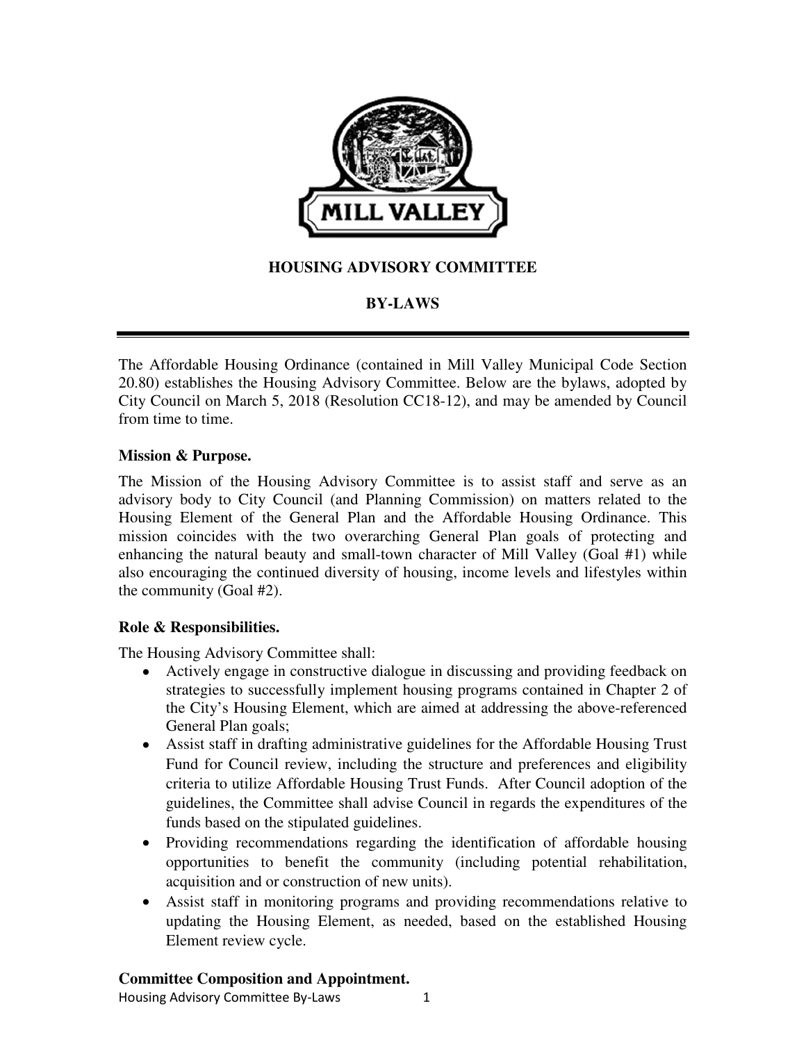# HOUSING ADVISORY COMMITTEE

# BY-LAWS

The Affordable Housing Ordinance (contained in Mill Valley Municipal Code Section 20.80) establishes the Housing Advisory Committee. Below are the bylaws, adopted by City Council on March 5, 2018 (Resolution CC18-12), and may be amended by Council from time to time.

**Mission & Purpose.**

The Mission of the Housing Advisory Committee is to assist staff and serve as an advisory body to City Council (and Planning Commission) on matters related to the Housing Element of the General Plan and the Affordable Housing Ordinance. This mission coincides with the two overarching General Plan goals of protecting and enhancing the natural beauty and small-town character of Mill Valley (Goal #1) while also encouraging the continued diversity of housing, income levels and lifestyles within the community (Goal #2).

**Role & Responsibilities.**

The Housing Advisory Committee shall:

- Actively engage in constructive dialogue in discussing and providing feedback on strategies to successfully implement housing programs contained in Chapter 2 of the City's Housing Element, which are aimed at addressing the above-referenced General Plan goals;
- Assist staff in drafting administrative guidelines for the Affordable Housing Trust Fund for Council review, including the structure and preferences and eligibility criteria to utilize Affordable Housing Trust Funds. After Council adoption of the guidelines, the Committee shall advise Council in regards the expenditures of the funds based on the stipulated guidelines.
- Providing recommendations regarding the identification of affordable housing opportunities to benefit the community (including potential rehabilitation, acquisition and or construction of new units).
- Assist staff in monitoring programs and providing recommendations relative to updating the Housing Element, as needed, based on the established Housing Element review cycle.

**Committee Composition and Appointment.**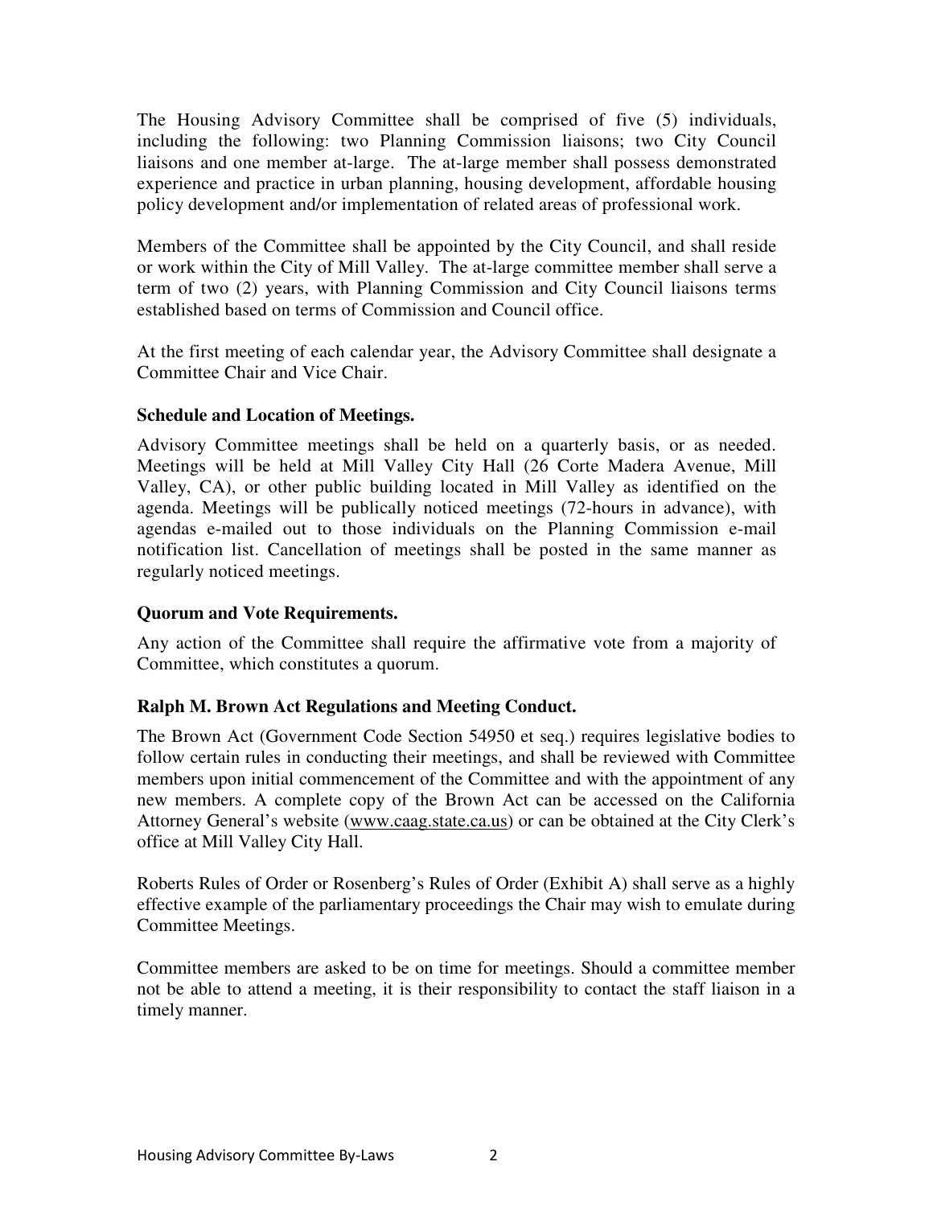The Housing Advisory Committee shall be comprised of five (5) individuals, including the following: two Planning Commission liaisons; two City Council liaisons and one member at-large. The at-large member shall possess demonstrated experience and practice in urban planning, housing development, affordable housing policy development and/or implementation of related areas of professional work.

Members of the Committee shall be appointed by the City Council, and shall reside or work within the City of Mill Valley. The at-large committee member shall serve a term of two (2) years, with Planning Commission and City Council liaisons terms established based on terms of Commission and Council office.

At the first meeting of each calendar year, the Advisory Committee shall designate a Committee Chair and Vice Chair.

**Schedule and Location of Meetings.**

Advisory Committee meetings shall be held on a quarterly basis, or as needed. Meetings will be held at Mill Valley City Hall (26 Corte Madera Avenue, Mill Valley, CA), or other public building located in Mill Valley as identified on the agenda. Meetings will be publically noticed meetings (72-hours in advance), with agendas e-mailed out to those individuals on the Planning Commission e-mail notification list. Cancellation of meetings shall be posted in the same manner as regularly noticed meetings.

**Quorum and Vote Requirements.**

Any action of the Committee shall require the affirmative vote from a majority of Committee, which constitutes a quorum.

**Ralph M. Brown Act Regulations and Meeting Conduct.**

The Brown Act (Government Code Section 54950 et seq.) requires legislative bodies to follow certain rules in conducting their meetings, and shall be reviewed with Committee members upon initial commencement of the Committee and with the appointment of any new members. A complete copy of the Brown Act can be accessed on the California Attorney General's website (www.caag.state.ca.us) or can be obtained at the City Clerk's office at Mill Valley City Hall.

Roberts Rules of Order or Rosenberg's Rules of Order (Exhibit A) shall serve as a highly effective example of the parliamentary proceedings the Chair may wish to emulate during Committee Meetings.

Committee members are asked to be on time for meetings. Should a committee member not be able to attend a meeting, it is their responsibility to contact the staff liaison in a timely manner.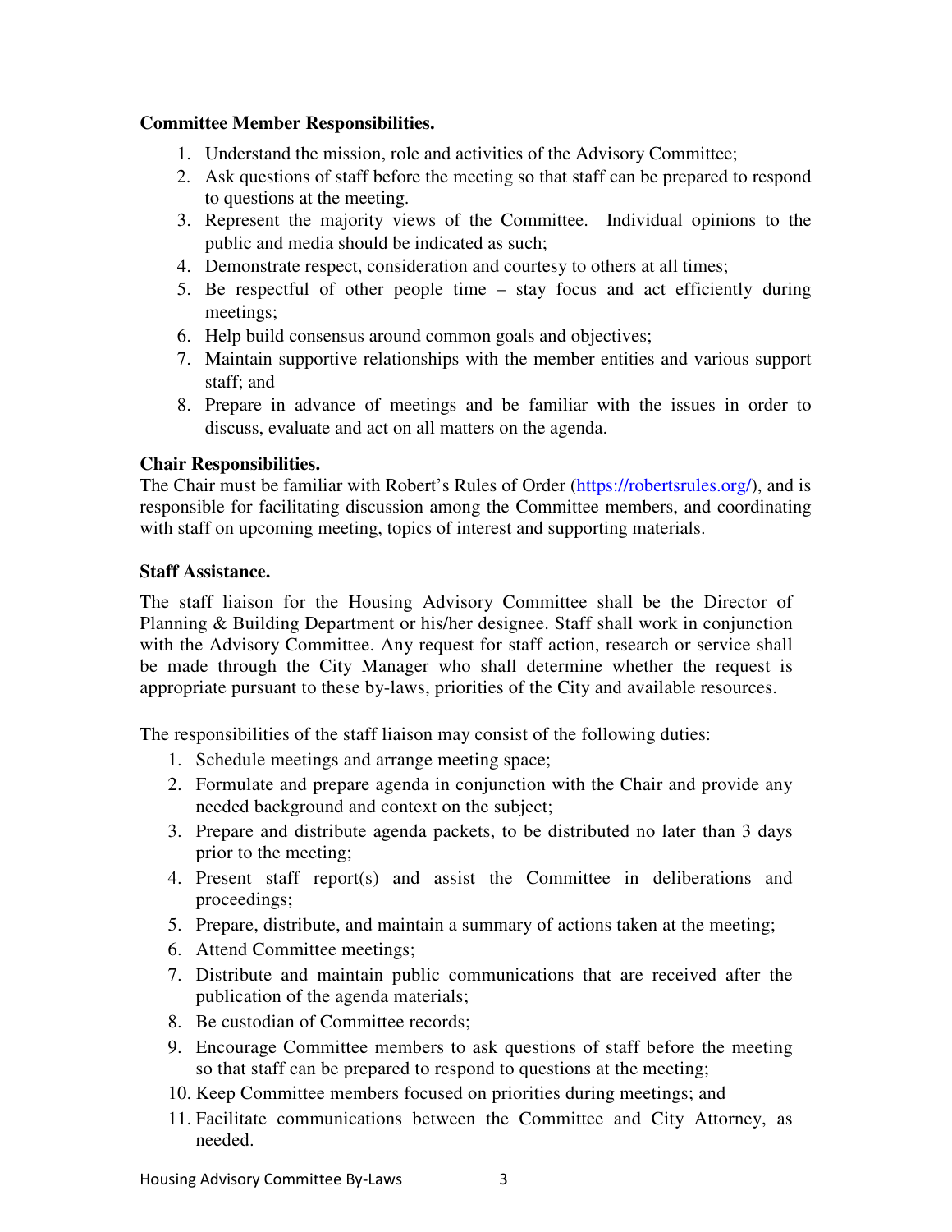**Committee Member Responsibilities.**

1. Understand the mission, role and activities of the Advisory Committee;
2. Ask questions of staff before the meeting so that staff can be prepared to respond to questions at the meeting.
3. Represent the majority views of the Committee. Individual opinions to the public and media should be indicated as such;
4. Demonstrate respect, consideration and courtesy to others at all times;
5. Be respectful of other people time – stay focus and act efficiently during meetings;
6. Help build consensus around common goals and objectives;
7. Maintain supportive relationships with the member entities and various support staff; and
8. Prepare in advance of meetings and be familiar with the issues in order to discuss, evaluate and act on all matters on the agenda.

**Chair Responsibilities.**

The Chair must be familiar with Robert's Rules of Order (https://robertsrules.org/), and is responsible for facilitating discussion among the Committee members, and coordinating with staff on upcoming meeting, topics of interest and supporting materials.

**Staff Assistance.**

The staff liaison for the Housing Advisory Committee shall be the Director of Planning & Building Department or his/her designee. Staff shall work in conjunction with the Advisory Committee. Any request for staff action, research or service shall be made through the City Manager who shall determine whether the request is appropriate pursuant to these by-laws, priorities of the City and available resources.

The responsibilities of the staff liaison may consist of the following duties:

1. Schedule meetings and arrange meeting space;
2. Formulate and prepare agenda in conjunction with the Chair and provide any needed background and context on the subject;
3. Prepare and distribute agenda packets, to be distributed no later than 3 days prior to the meeting;
4. Present staff report(s) and assist the Committee in deliberations and proceedings;
5. Prepare, distribute, and maintain a summary of actions taken at the meeting;
6. Attend Committee meetings;
7. Distribute and maintain public communications that are received after the publication of the agenda materials;
8. Be custodian of Committee records;
9. Encourage Committee members to ask questions of staff before the meeting so that staff can be prepared to respond to questions at the meeting;
10. Keep Committee members focused on priorities during meetings; and
11. Facilitate communications between the Committee and City Attorney, as needed.